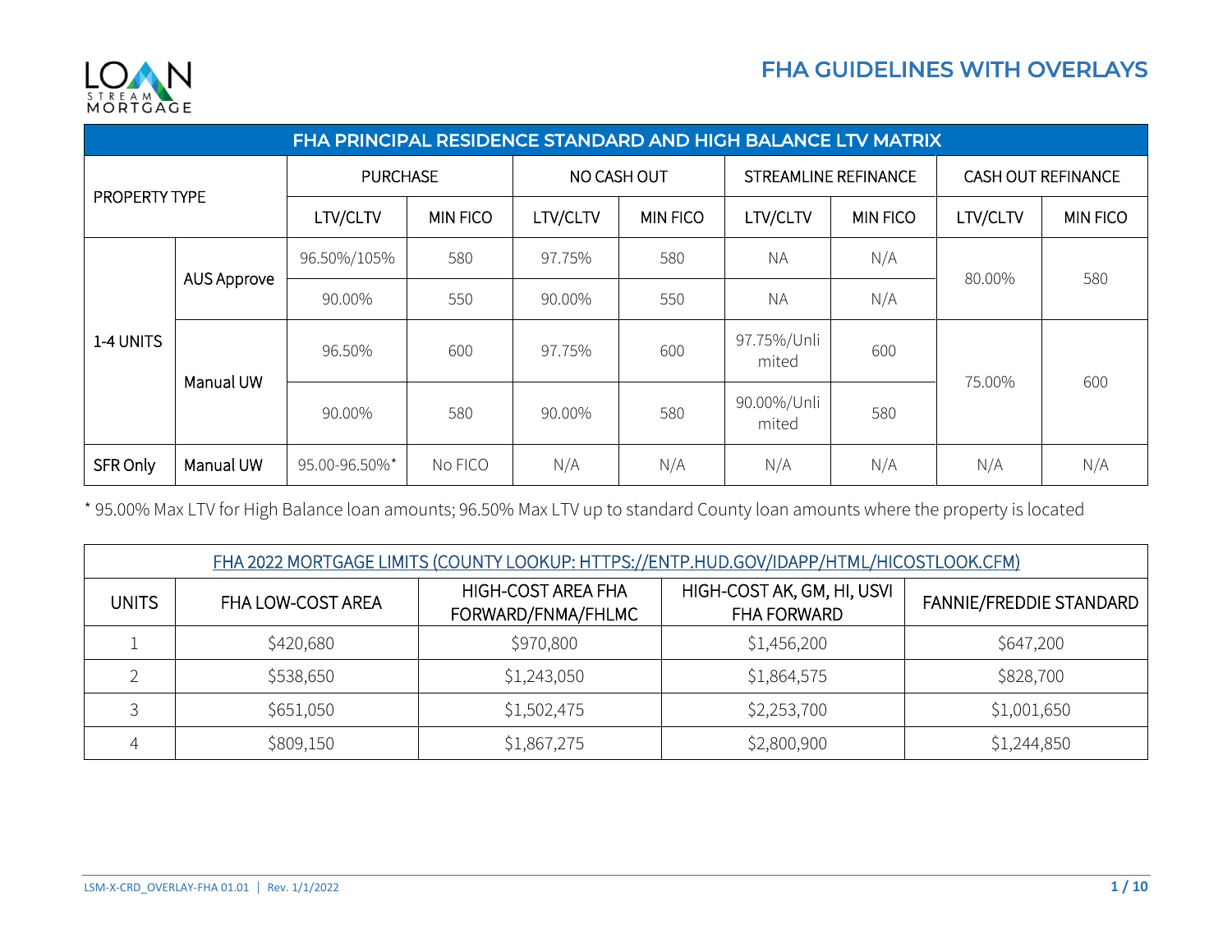# FHA GUIDELINES WITH OVERLAYS

| FHA PRINCIPAL RESIDENCE STANDARD AND HIGH BALANCE LTV MATRIX | | | | | | | | | | |
|---|---|---|---|---|---|---|---|---|---|---|
| PROPERTY TYPE | | PURCHASE | | NO CASH OUT | | STREAMLINE REFINANCE | | CASH OUT REFINANCE | | |
| | | LTV/CLTV | MIN FICO | LTV/CLTV | MIN FICO | LTV/CLTV | MIN FICO | LTV/CLTV | MIN FICO | |
| 1-4 UNITS | AUS Approve | 96.50%/105% | 580 | 97.75% | 580 | NA | N/A | 80.00% | 580 | |
| | | 90.00% | 550 | 90.00% | 550 | NA | N/A | | | |
| | Manual UW | 96.50% | 600 | 97.75% | 600 | 97.75%/Unlimited | 600 | 75.00% | 600 | |
| | | 90.00% | 580 | 90.00% | 580 | 90.00%/Unlimited | 580 | | | |
| SFR Only | Manual UW | 95.00-96.50%* | No FICO | N/A | N/A | N/A | N/A | N/A | N/A | |

\* 95.00% Max LTV for High Balance loan amounts; 96.50% Max LTV up to standard County loan amounts where the property is located

| FHA 2022 MORTGAGE LIMITS (COUNTY LOOKUP: HTTPS://ENTP.HUD.GOV/IDAPP/HTML/HICOSTLOOK.CFM) | | | | |
|---|---|---|---|---|
| UNITS | FHA LOW-COST AREA | HIGH-COST AREA FHA FORWARD/FNMA/FHLMC | HIGH-COST AK, GM, HI, USVI FHA FORWARD | FANNIE/FREDDIE STANDARD |
| 1 | $420,680 | $970,800 | $1,456,200 | $647,200 |
| 2 | $538,650 | $1,243,050 | $1,864,575 | $828,700 |
| 3 | $651,050 | $1,502,475 | $2,253,700 | $1,001,650 |
| 4 | $809,150 | $1,867,275 | $2,800,900 | $1,244,850 |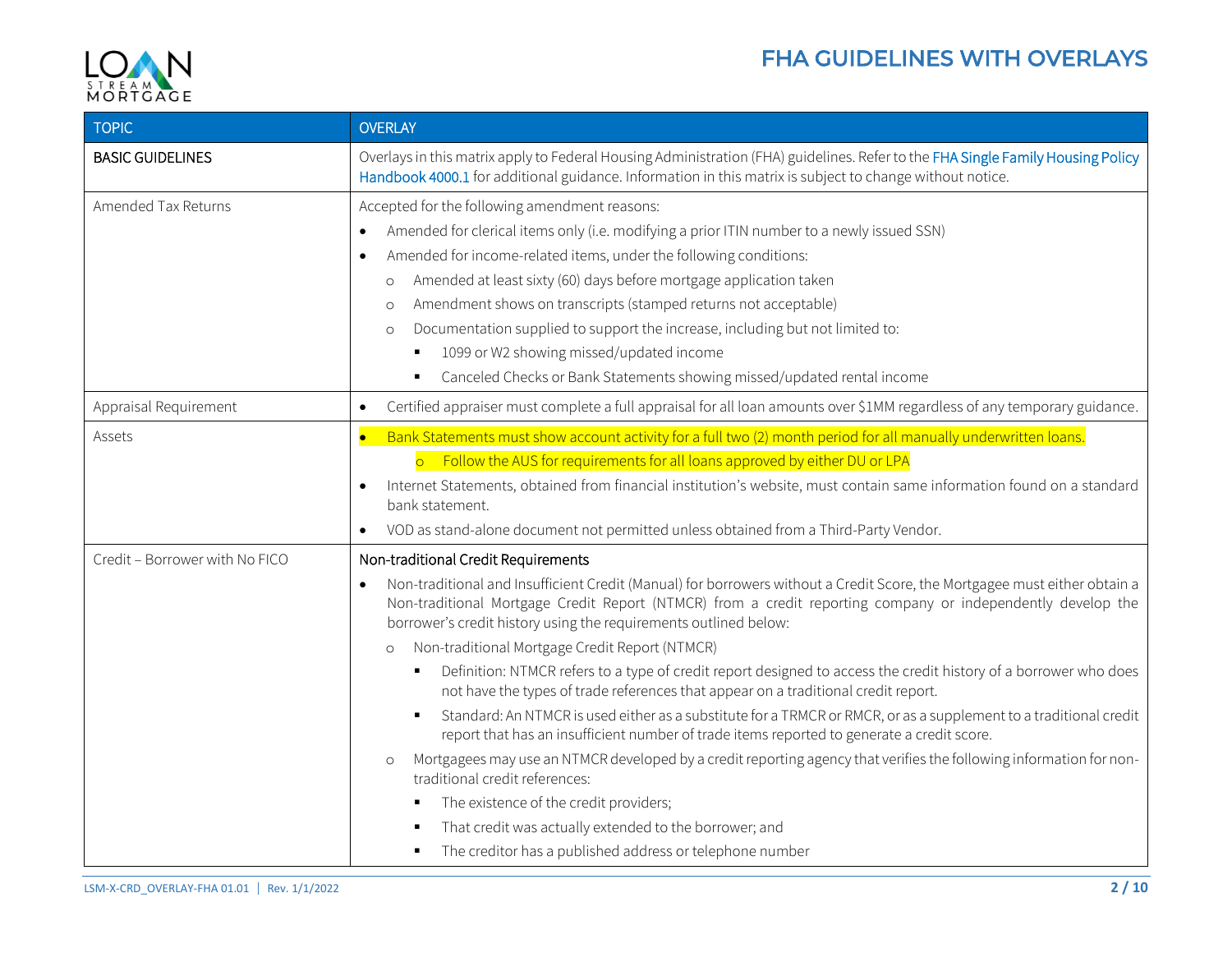# FHA GUIDELINES WITH OVERLAYS

| TOPIC | OVERLAY |
|---|---|
| BASIC GUIDELINES | Overlays in this matrix apply to Federal Housing Administration (FHA) guidelines. Refer to the FHA Single Family Housing Policy Handbook 4000.1 for additional guidance. Information in this matrix is subject to change without notice. |
| Amended Tax Returns | Accepted for the following amendment reasons:<br>• Amended for clerical items only (i.e. modifying a prior ITIN number to a newly issued SSN)<br>• Amended for income-related items, under the following conditions:<br>&nbsp;&nbsp;○ Amended at least sixty (60) days before mortgage application taken<br>&nbsp;&nbsp;○ Amendment shows on transcripts (stamped returns not acceptable)<br>&nbsp;&nbsp;○ Documentation supplied to support the increase, including but not limited to:<br>&nbsp;&nbsp;&nbsp;&nbsp;▪ 1099 or W2 showing missed/updated income<br>&nbsp;&nbsp;&nbsp;&nbsp;▪ Canceled Checks or Bank Statements showing missed/updated rental income |
| Appraisal Requirement | • Certified appraiser must complete a full appraisal for all loan amounts over $1MM regardless of any temporary guidance. |
| Assets | • Bank Statements must show account activity for a full two (2) month period for all manually underwritten loans.<br>&nbsp;&nbsp;○ Follow the AUS for requirements for all loans approved by either DU or LPA<br>• Internet Statements, obtained from financial institution's website, must contain same information found on a standard bank statement.<br>• VOD as stand-alone document not permitted unless obtained from a Third-Party Vendor. |
| Credit – Borrower with No FICO | Non-traditional Credit Requirements<br>• Non-traditional and Insufficient Credit (Manual) for borrowers without a Credit Score, the Mortgagee must either obtain a Non-traditional Mortgage Credit Report (NTMCR) from a credit reporting company or independently develop the borrower's credit history using the requirements outlined below:<br>&nbsp;&nbsp;○ Non-traditional Mortgage Credit Report (NTMCR)<br>&nbsp;&nbsp;&nbsp;&nbsp;▪ Definition: NTMCR refers to a type of credit report designed to access the credit history of a borrower who does not have the types of trade references that appear on a traditional credit report.<br>&nbsp;&nbsp;&nbsp;&nbsp;▪ Standard: An NTMCR is used either as a substitute for a TRMCR or RMCR, or as a supplement to a traditional credit report that has an insufficient number of trade items reported to generate a credit score.<br>&nbsp;&nbsp;○ Mortgagees may use an NTMCR developed by a credit reporting agency that verifies the following information for non-traditional credit references:<br>&nbsp;&nbsp;&nbsp;&nbsp;▪ The existence of the credit providers;<br>&nbsp;&nbsp;&nbsp;&nbsp;▪ That credit was actually extended to the borrower; and<br>&nbsp;&nbsp;&nbsp;&nbsp;▪ The creditor has a published address or telephone number |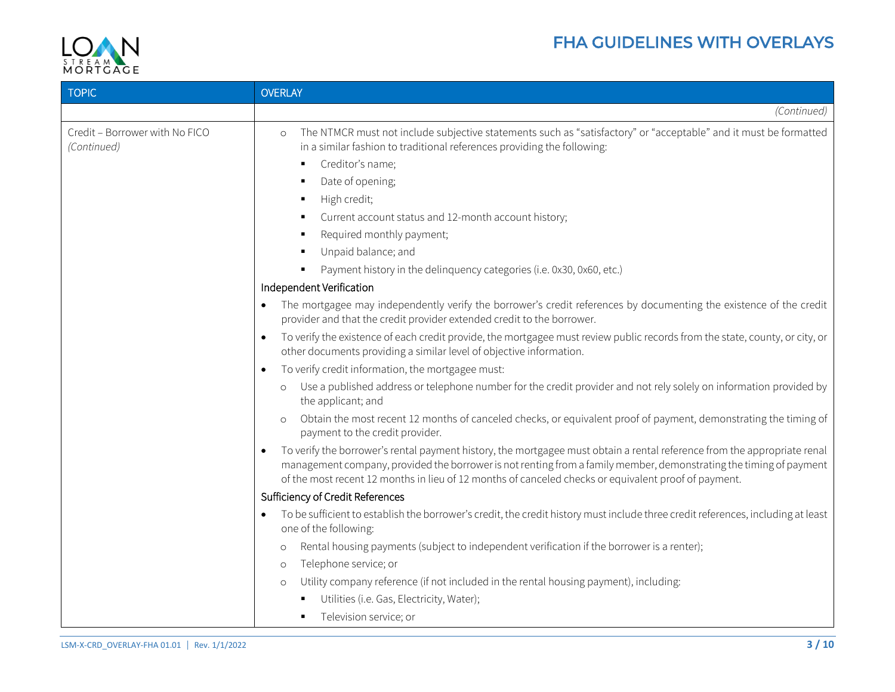| TOPIC | OVERLAY |
|---|---|
| | *(Continued)* |
| Credit – Borrower with No FICO *(Continued)* | ◦ The NTMCR must not include subjective statements such as "satisfactory" or "acceptable" and it must be formatted in a similar fashion to traditional references providing the following:<br>▪ Creditor's name;<br>▪ Date of opening;<br>▪ High credit;<br>▪ Current account status and 12-month account history;<br>▪ Required monthly payment;<br>▪ Unpaid balance; and<br>▪ Payment history in the delinquency categories (i.e. 0x30, 0x60, etc.)<br>Independent Verification<br>• The mortgagee may independently verify the borrower's credit references by documenting the existence of the credit provider and that the credit provider extended credit to the borrower.<br>• To verify the existence of each credit provide, the mortgagee must review public records from the state, county, or city, or other documents providing a similar level of objective information.<br>• To verify credit information, the mortgagee must:<br>◦ Use a published address or telephone number for the credit provider and not rely solely on information provided by the applicant; and<br>◦ Obtain the most recent 12 months of canceled checks, or equivalent proof of payment, demonstrating the timing of payment to the credit provider.<br>• To verify the borrower's rental payment history, the mortgagee must obtain a rental reference from the appropriate renal management company, provided the borrower is not renting from a family member, demonstrating the timing of payment of the most recent 12 months in lieu of 12 months of canceled checks or equivalent proof of payment.<br>Sufficiency of Credit References<br>• To be sufficient to establish the borrower's credit, the credit history must include three credit references, including at least one of the following:<br>◦ Rental housing payments (subject to independent verification if the borrower is a renter);<br>◦ Telephone service; or<br>◦ Utility company reference (if not included in the rental housing payment), including:<br>▪ Utilities (i.e. Gas, Electricity, Water);<br>▪ Television service; or |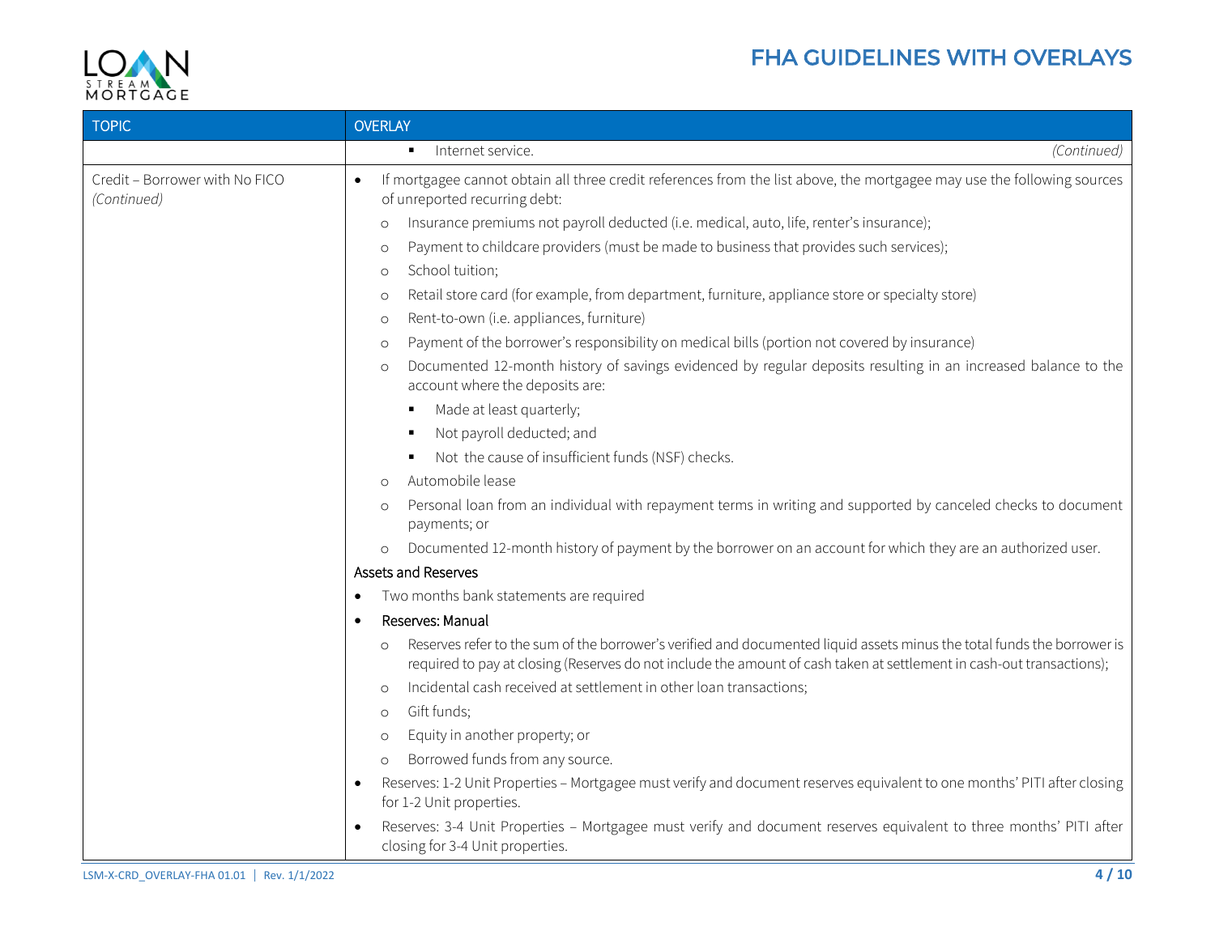| TOPIC | OVERLAY |
| --- | --- |
| | ▪ Internet service. *(Continued)* |
| Credit – Borrower with No FICO *(Continued)* | • If mortgagee cannot obtain all three credit references from the list above, the mortgagee may use the following sources of unreported recurring debt:<br>○ Insurance premiums not payroll deducted (i.e. medical, auto, life, renter's insurance);<br>○ Payment to childcare providers (must be made to business that provides such services);<br>○ School tuition;<br>○ Retail store card (for example, from department, furniture, appliance store or specialty store)<br>○ Rent-to-own (i.e. appliances, furniture)<br>○ Payment of the borrower's responsibility on medical bills (portion not covered by insurance)<br>○ Documented 12-month history of savings evidenced by regular deposits resulting in an increased balance to the account where the deposits are:<br>▪ Made at least quarterly;<br>▪ Not payroll deducted; and<br>▪ Not the cause of insufficient funds (NSF) checks.<br>○ Automobile lease<br>○ Personal loan from an individual with repayment terms in writing and supported by canceled checks to document payments; or<br>○ Documented 12-month history of payment by the borrower on an account for which they are an authorized user.<br>Assets and Reserves<br>• Two months bank statements are required<br>• Reserves: Manual<br>○ Reserves refer to the sum of the borrower's verified and documented liquid assets minus the total funds the borrower is required to pay at closing (Reserves do not include the amount of cash taken at settlement in cash-out transactions);<br>○ Incidental cash received at settlement in other loan transactions;<br>○ Gift funds;<br>○ Equity in another property; or<br>○ Borrowed funds from any source.<br>• Reserves: 1-2 Unit Properties – Mortgagee must verify and document reserves equivalent to one months' PITI after closing for 1-2 Unit properties.<br>• Reserves: 3-4 Unit Properties – Mortgagee must verify and document reserves equivalent to three months' PITI after closing for 3-4 Unit properties. |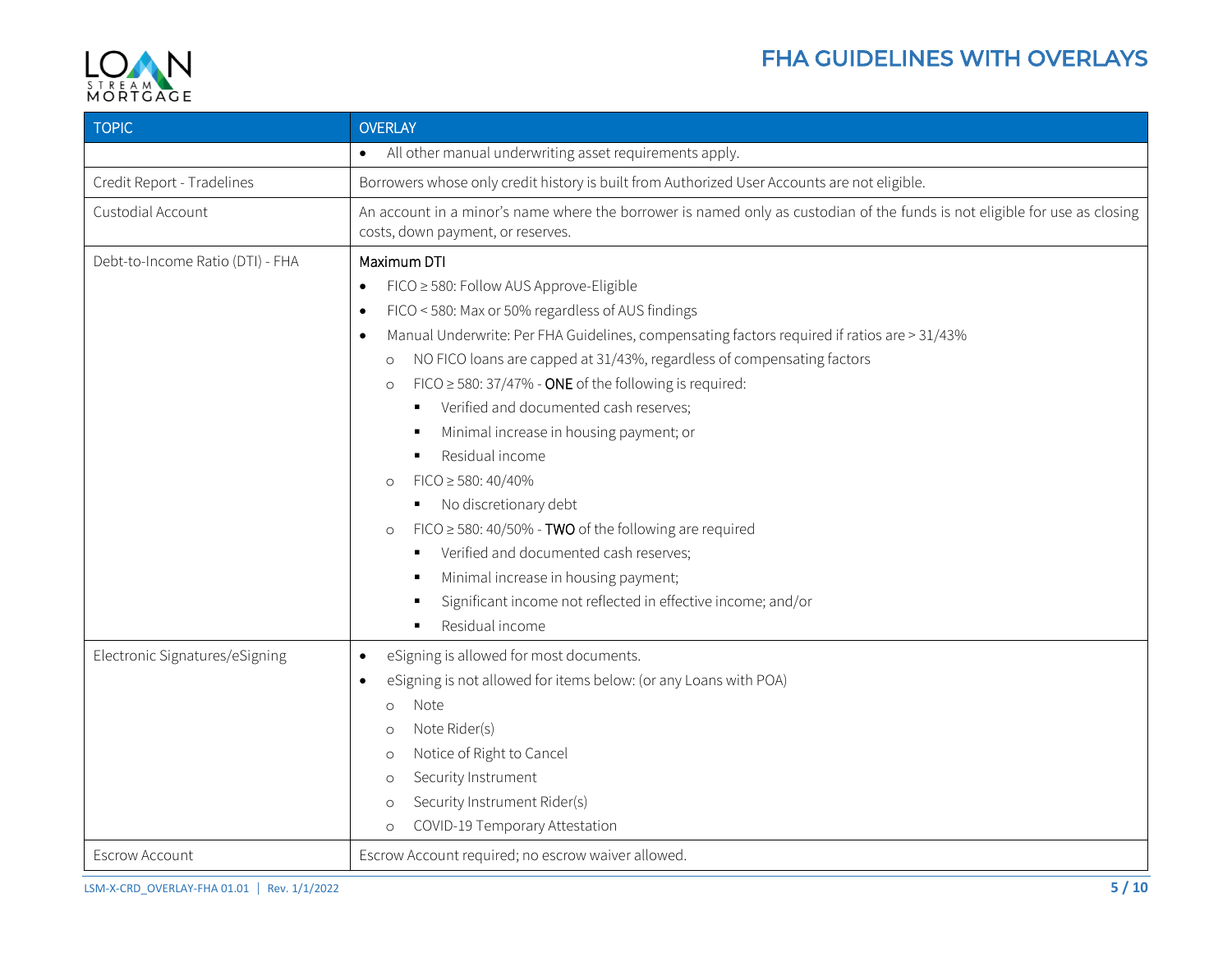| TOPIC | OVERLAY |
|---|---|
| | • All other manual underwriting asset requirements apply. |
| Credit Report - Tradelines | Borrowers whose only credit history is built from Authorized User Accounts are not eligible. |
| Custodial Account | An account in a minor's name where the borrower is named only as custodian of the funds is not eligible for use as closing costs, down payment, or reserves. |
| Debt-to-Income Ratio (DTI) - FHA | Maximum DTI<br>• FICO ≥ 580: Follow AUS Approve-Eligible<br>• FICO < 580: Max or 50% regardless of AUS findings<br>• Manual Underwrite: Per FHA Guidelines, compensating factors required if ratios are > 31/43%<br>  ○ NO FICO loans are capped at 31/43%, regardless of compensating factors<br>  ○ FICO ≥ 580: 37/47% - **ONE** of the following is required:<br>    ▪ Verified and documented cash reserves;<br>    ▪ Minimal increase in housing payment; or<br>    ▪ Residual income<br>  ○ FICO ≥ 580: 40/40%<br>    ▪ No discretionary debt<br>  ○ FICO ≥ 580: 40/50% - **TWO** of the following are required<br>    ▪ Verified and documented cash reserves;<br>    ▪ Minimal increase in housing payment;<br>    ▪ Significant income not reflected in effective income; and/or<br>    ▪ Residual income |
| Electronic Signatures/eSigning | • eSigning is allowed for most documents.<br>• eSigning is not allowed for items below: (or any Loans with POA)<br>  ○ Note<br>  ○ Note Rider(s)<br>  ○ Notice of Right to Cancel<br>  ○ Security Instrument<br>  ○ Security Instrument Rider(s)<br>  ○ COVID-19 Temporary Attestation |
| Escrow Account | Escrow Account required; no escrow waiver allowed. |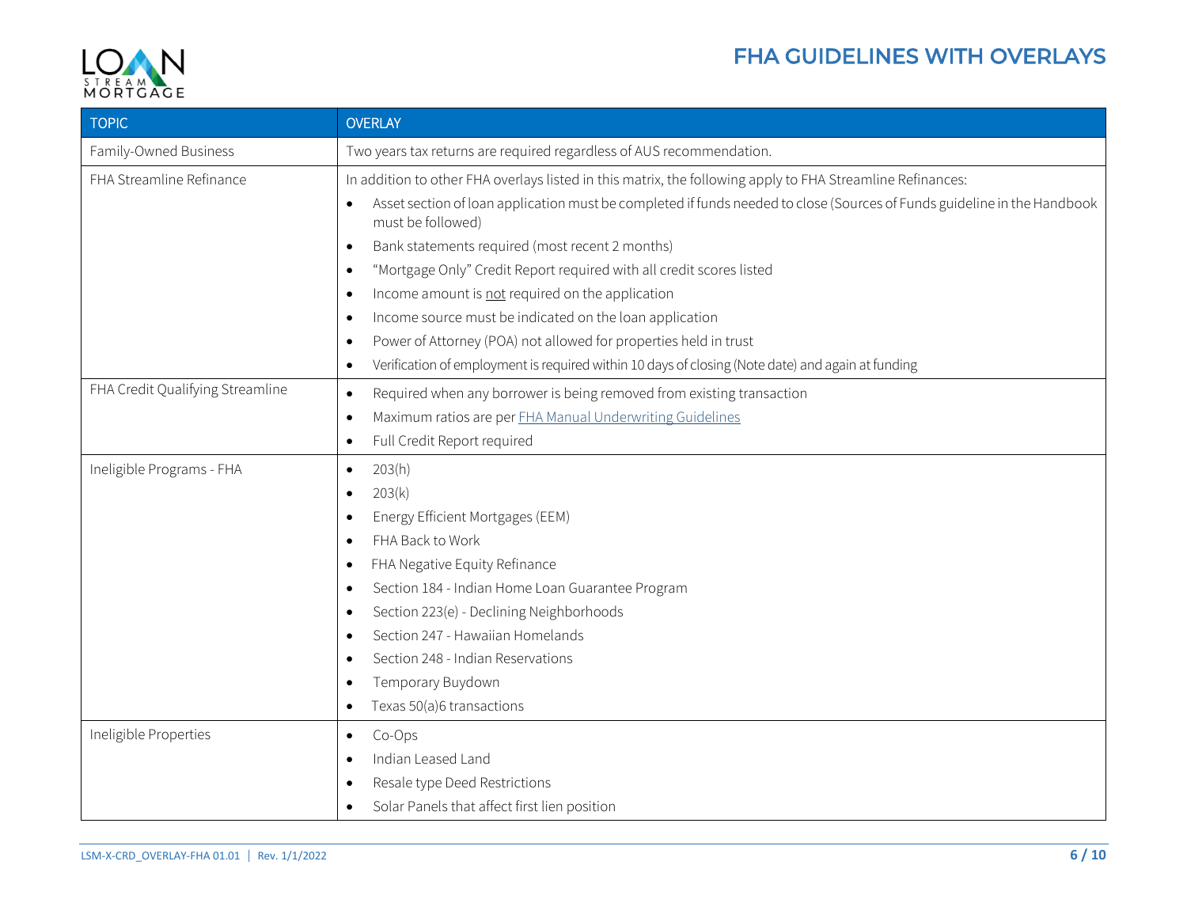| TOPIC | OVERLAY |
|---|---|
| Family-Owned Business | Two years tax returns are required regardless of AUS recommendation. |
| FHA Streamline Refinance | In addition to other FHA overlays listed in this matrix, the following apply to FHA Streamline Refinances:<br>• Asset section of loan application must be completed if funds needed to close (Sources of Funds guideline in the Handbook must be followed)<br>• Bank statements required (most recent 2 months)<br>• "Mortgage Only" Credit Report required with all credit scores listed<br>• Income amount is not required on the application<br>• Income source must be indicated on the loan application<br>• Power of Attorney (POA) not allowed for properties held in trust<br>• Verification of employment is required within 10 days of closing (Note date) and again at funding |
| FHA Credit Qualifying Streamline | • Required when any borrower is being removed from existing transaction<br>• Maximum ratios are per FHA Manual Underwriting Guidelines<br>• Full Credit Report required |
| Ineligible Programs - FHA | • 203(h)<br>• 203(k)<br>• Energy Efficient Mortgages (EEM)<br>• FHA Back to Work<br>• FHA Negative Equity Refinance<br>• Section 184 - Indian Home Loan Guarantee Program<br>• Section 223(e) - Declining Neighborhoods<br>• Section 247 - Hawaiian Homelands<br>• Section 248 - Indian Reservations<br>• Temporary Buydown<br>• Texas 50(a)6 transactions |
| Ineligible Properties | • Co-Ops<br>• Indian Leased Land<br>• Resale type Deed Restrictions<br>• Solar Panels that affect first lien position |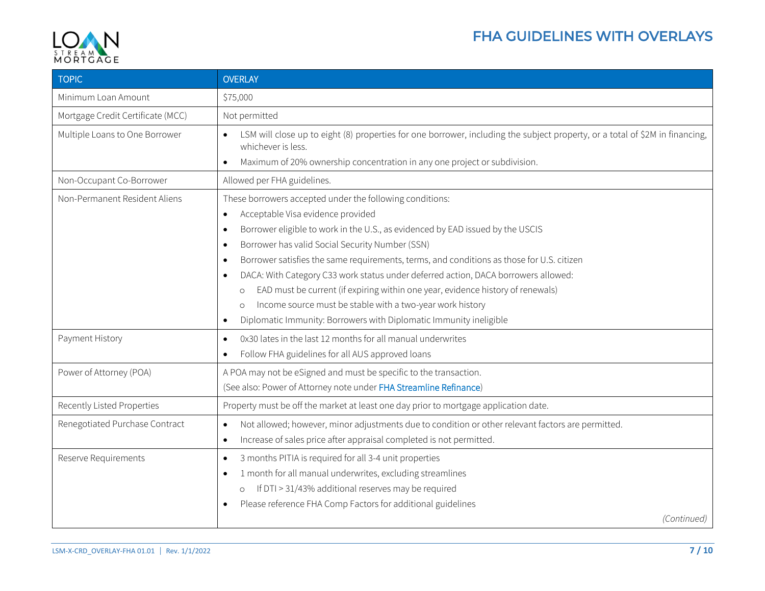| TOPIC | OVERLAY |
|---|---|
| Minimum Loan Amount | $75,000 |
| Mortgage Credit Certificate (MCC) | Not permitted |
| Multiple Loans to One Borrower | • LSM will close up to eight (8) properties for one borrower, including the subject property, or a total of $2M in financing, whichever is less.<br>• Maximum of 20% ownership concentration in any one project or subdivision. |
| Non-Occupant Co-Borrower | Allowed per FHA guidelines. |
| Non-Permanent Resident Aliens | These borrowers accepted under the following conditions:<br>• Acceptable Visa evidence provided<br>• Borrower eligible to work in the U.S., as evidenced by EAD issued by the USCIS<br>• Borrower has valid Social Security Number (SSN)<br>• Borrower satisfies the same requirements, terms, and conditions as those for U.S. citizen<br>• DACA: With Category C33 work status under deferred action, DACA borrowers allowed:<br>  ○ EAD must be current (if expiring within one year, evidence history of renewals)<br>  ○ Income source must be stable with a two-year work history<br>• Diplomatic Immunity: Borrowers with Diplomatic Immunity ineligible |
| Payment History | • 0x30 lates in the last 12 months for all manual underwrites<br>• Follow FHA guidelines for all AUS approved loans |
| Power of Attorney (POA) | A POA may not be eSigned and must be specific to the transaction.<br>(See also: Power of Attorney note under FHA Streamline Refinance) |
| Recently Listed Properties | Property must be off the market at least one day prior to mortgage application date. |
| Renegotiated Purchase Contract | • Not allowed; however, minor adjustments due to condition or other relevant factors are permitted.<br>• Increase of sales price after appraisal completed is not permitted. |
| Reserve Requirements | • 3 months PITIA is required for all 3-4 unit properties<br>• 1 month for all manual underwrites, excluding streamlines<br>  ○ If DTI > 31/43% additional reserves may be required<br>• Please reference FHA Comp Factors for additional guidelines<br>*(Continued)* |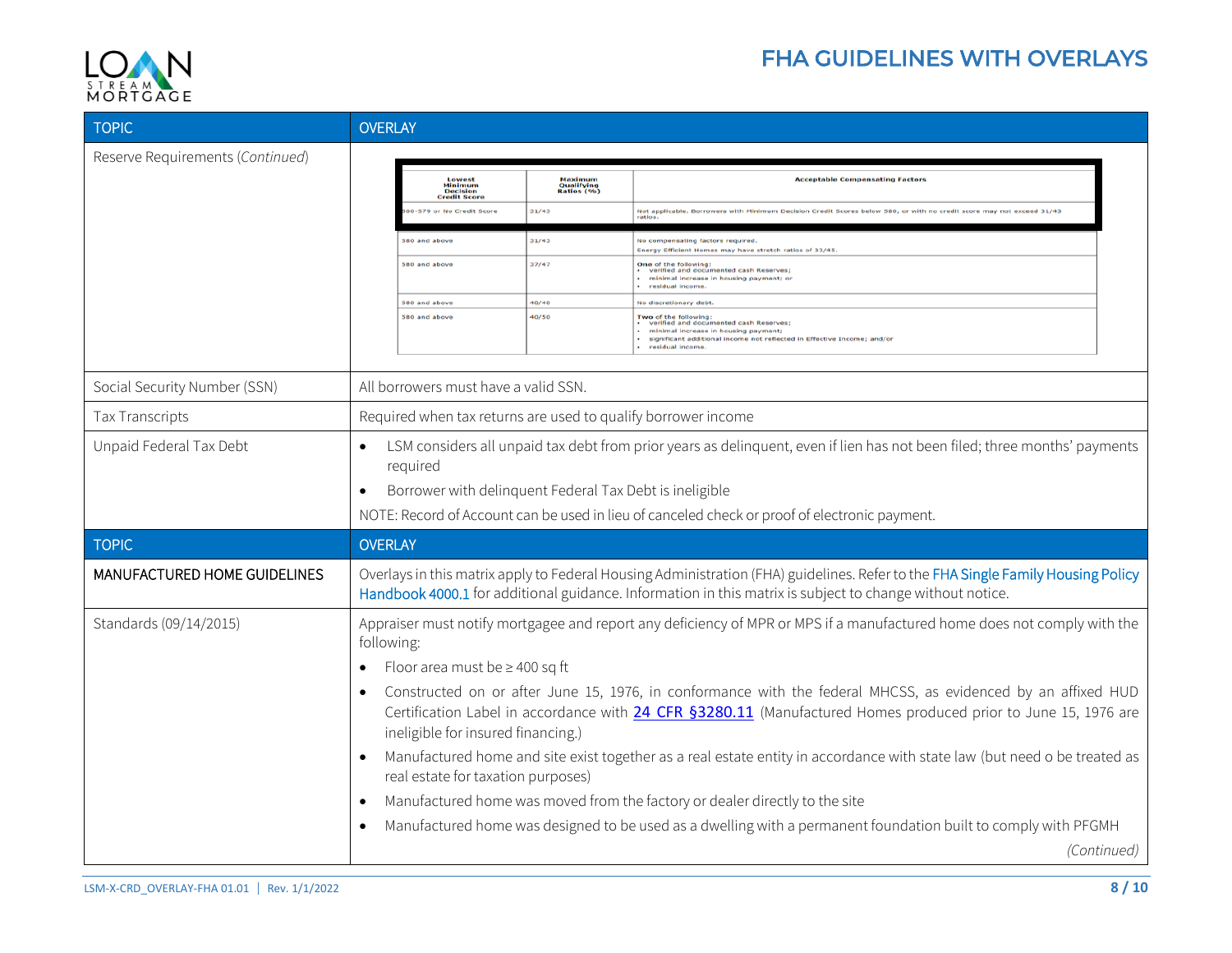| TOPIC | OVERLAY |
|---|---|
| Reserve Requirements (*Continued*) | See embedded table below |
| Social Security Number (SSN) | All borrowers must have a valid SSN. |
| Tax Transcripts | Required when tax returns are used to qualify borrower income |
| Unpaid Federal Tax Debt | • LSM considers all unpaid tax debt from prior years as delinquent, even if lien has not been filed; three months' payments required<br>• Borrower with delinquent Federal Tax Debt is ineligible<br>NOTE: Record of Account can be used in lieu of canceled check or proof of electronic payment. |

Reserve Requirements (*Continued*) — embedded table:

| Lowest Minimum Decision Credit Score | Maximum Qualifying Ratios (%) | Acceptable Compensating Factors |
|---|---|---|
| 500-579 or No Credit Score | 31/43 | Not applicable. Borrowers with Minimum Decision Credit Scores below 580, or with no credit score may not exceed 31/43 ratios. |
| 580 and above | 31/43 | No compensating factors required.<br>Energy Efficient Homes may have stretch ratios of 33/45. |
| 580 and above | 37/47 | One of the following:<br>• verified and documented cash Reserves;<br>• minimal increase in housing payment; or<br>• residual income. |
| 580 and above | 40/40 | No discretionary debt. |
| 580 and above | 40/50 | Two of the following:<br>• verified and documented cash Reserves;<br>• minimal increase in housing payment;<br>• significant additional income not reflected in Effective Income; and/or<br>• residual income. |

| TOPIC | OVERLAY |
|---|---|
| MANUFACTURED HOME GUIDELINES | Overlays in this matrix apply to Federal Housing Administration (FHA) guidelines. Refer to the FHA Single Family Housing Policy Handbook 4000.1 for additional guidance. Information in this matrix is subject to change without notice. |
| Standards (09/14/2015) | Appraiser must notify mortgagee and report any deficiency of MPR or MPS if a manufactured home does not comply with the following:<br>• Floor area must be ≥ 400 sq ft<br>• Constructed on or after June 15, 1976, in conformance with the federal MHCSS, as evidenced by an affixed HUD Certification Label in accordance with 24 CFR §3280.11 (Manufactured Homes produced prior to June 15, 1976 are ineligible for insured financing.)<br>• Manufactured home and site exist together as a real estate entity in accordance with state law (but need o be treated as real estate for taxation purposes)<br>• Manufactured home was moved from the factory or dealer directly to the site<br>• Manufactured home was designed to be used as a dwelling with a permanent foundation built to comply with PFGMH<br>*(Continued)* |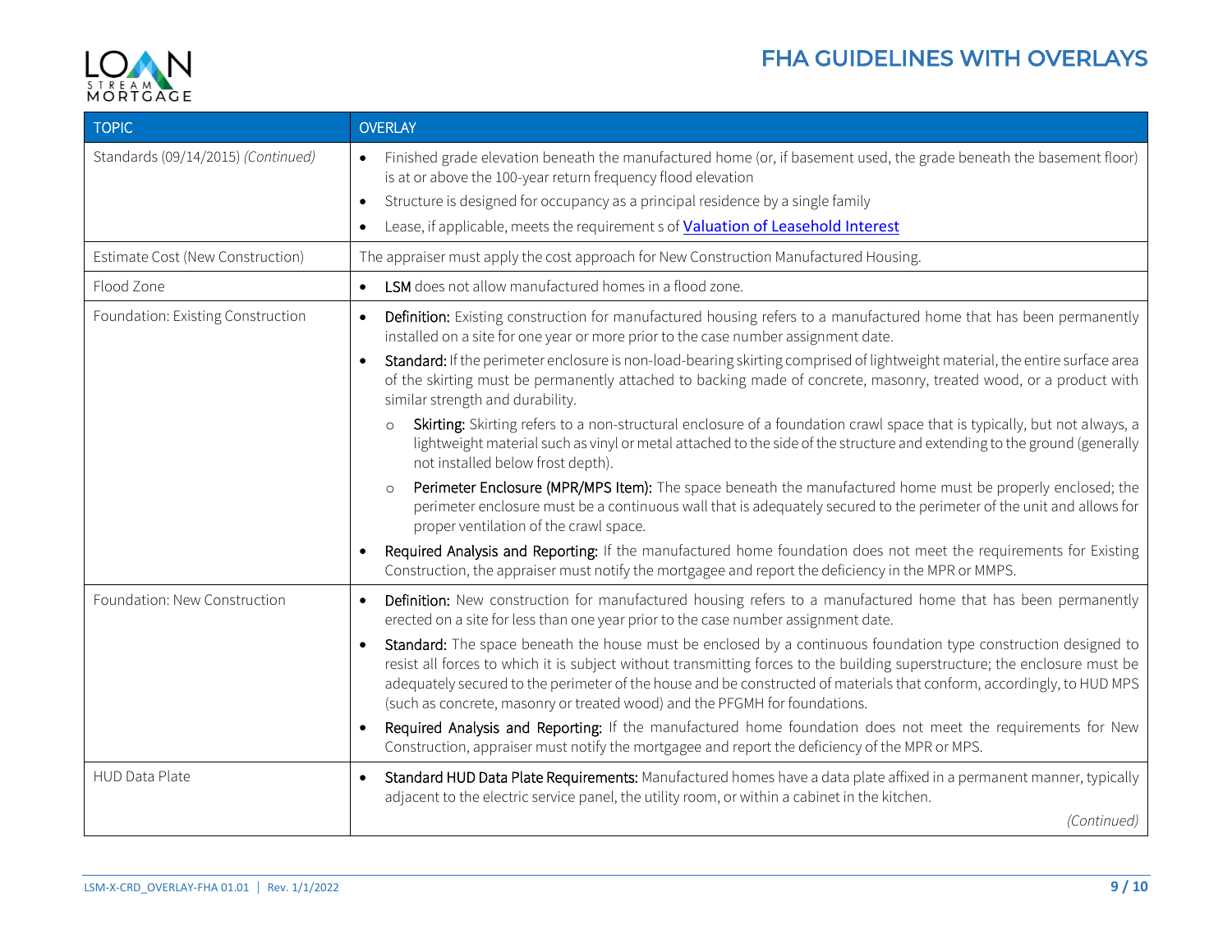| TOPIC | OVERLAY |
|---|---|
| Standards (09/14/2015) *(Continued)* | • Finished grade elevation beneath the manufactured home (or, if basement used, the grade beneath the basement floor) is at or above the 100-year return frequency flood elevation<br>• Structure is designed for occupancy as a principal residence by a single family<br>• Lease, if applicable, meets the requirement s of **Valuation of Leasehold Interest** |
| Estimate Cost (New Construction) | The appraiser must apply the cost approach for New Construction Manufactured Housing. |
| Flood Zone | • **LSM** does not allow manufactured homes in a flood zone. |
| Foundation: Existing Construction | • **Definition:** Existing construction for manufactured housing refers to a manufactured home that has been permanently installed on a site for one year or more prior to the case number assignment date.<br>• **Standard:** If the perimeter enclosure is non-load-bearing skirting comprised of lightweight material, the entire surface area of the skirting must be permanently attached to backing made of concrete, masonry, treated wood, or a product with similar strength and durability.<br>  ○ **Skirting:** Skirting refers to a non-structural enclosure of a foundation crawl space that is typically, but not always, a lightweight material such as vinyl or metal attached to the side of the structure and extending to the ground (generally not installed below frost depth).<br>  ○ **Perimeter Enclosure (MPR/MPS Item):** The space beneath the manufactured home must be properly enclosed; the perimeter enclosure must be a continuous wall that is adequately secured to the perimeter of the unit and allows for proper ventilation of the crawl space.<br>• **Required Analysis and Reporting:** If the manufactured home foundation does not meet the requirements for Existing Construction, the appraiser must notify the mortgagee and report the deficiency in the MPR or MMPS. |
| Foundation: New Construction | • **Definition:** New construction for manufactured housing refers to a manufactured home that has been permanently erected on a site for less than one year prior to the case number assignment date.<br>• **Standard:** The space beneath the house must be enclosed by a continuous foundation type construction designed to resist all forces to which it is subject without transmitting forces to the building superstructure; the enclosure must be adequately secured to the perimeter of the house and be constructed of materials that conform, accordingly, to HUD MPS (such as concrete, masonry or treated wood) and the PFGMH for foundations.<br>• **Required Analysis and Reporting:** If the manufactured home foundation does not meet the requirements for New Construction, appraiser must notify the mortgagee and report the deficiency of the MPR or MPS. |
| HUD Data Plate | • **Standard HUD Data Plate Requirements:** Manufactured homes have a data plate affixed in a permanent manner, typically adjacent to the electric service panel, the utility room, or within a cabinet in the kitchen.<br>*(Continued)* |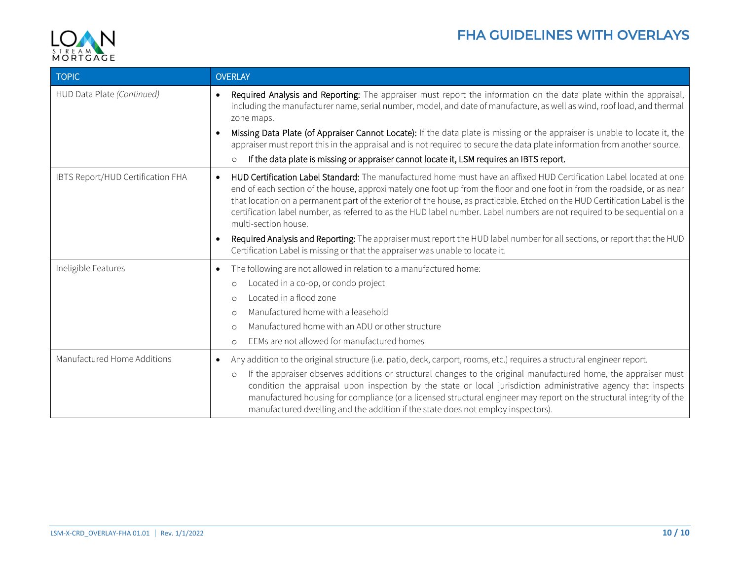| TOPIC | OVERLAY |
|---|---|
| HUD Data Plate *(Continued)* | • Required Analysis and Reporting: The appraiser must report the information on the data plate within the appraisal, including the manufacturer name, serial number, model, and date of manufacture, as well as wind, roof load, and thermal zone maps.<br>• Missing Data Plate (of Appraiser Cannot Locate): If the data plate is missing or the appraiser is unable to locate it, the appraiser must report this in the appraisal and is not required to secure the data plate information from another source.<br>  ○ If the data plate is missing or appraiser cannot locate it, LSM requires an IBTS report. |
| IBTS Report/HUD Certification FHA | • HUD Certification Label Standard: The manufactured home must have an affixed HUD Certification Label located at one end of each section of the house, approximately one foot up from the floor and one foot in from the roadside, or as near that location on a permanent part of the exterior of the house, as practicable. Etched on the HUD Certification Label is the certification label number, as referred to as the HUD label number. Label numbers are not required to be sequential on a multi-section house.<br>• Required Analysis and Reporting: The appraiser must report the HUD label number for all sections, or report that the HUD Certification Label is missing or that the appraiser was unable to locate it. |
| Ineligible Features | • The following are not allowed in relation to a manufactured home:<br>  ○ Located in a co-op, or condo project<br>  ○ Located in a flood zone<br>  ○ Manufactured home with a leasehold<br>  ○ Manufactured home with an ADU or other structure<br>  ○ EEMs are not allowed for manufactured homes |
| Manufactured Home Additions | • Any addition to the original structure (i.e. patio, deck, carport, rooms, etc.) requires a structural engineer report.<br>  ○ If the appraiser observes additions or structural changes to the original manufactured home, the appraiser must condition the appraisal upon inspection by the state or local jurisdiction administrative agency that inspects manufactured housing for compliance (or a licensed structural engineer may report on the structural integrity of the manufactured dwelling and the addition if the state does not employ inspectors). |